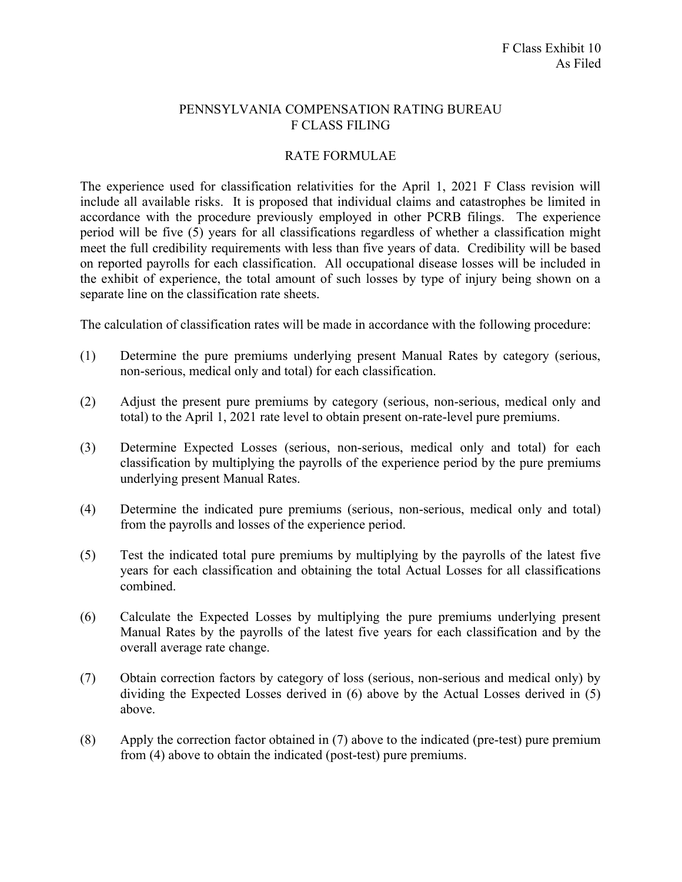F Class Exhibit 10
As Filed

# PENNSYLVANIA COMPENSATION RATING BUREAU
## F CLASS FILING

## RATE FORMULAE

The experience used for classification relativities for the April 1, 2021 F Class revision will include all available risks. It is proposed that individual claims and catastrophes be limited in accordance with the procedure previously employed in other PCRB filings. The experience period will be five (5) years for all classifications regardless of whether a classification might meet the full credibility requirements with less than five years of data. Credibility will be based on reported payrolls for each classification. All occupational disease losses will be included in the exhibit of experience, the total amount of such losses by type of injury being shown on a separate line on the classification rate sheets.

The calculation of classification rates will be made in accordance with the following procedure:

(1) Determine the pure premiums underlying present Manual Rates by category (serious, non-serious, medical only and total) for each classification.

(2) Adjust the present pure premiums by category (serious, non-serious, medical only and total) to the April 1, 2021 rate level to obtain present on-rate-level pure premiums.

(3) Determine Expected Losses (serious, non-serious, medical only and total) for each classification by multiplying the payrolls of the experience period by the pure premiums underlying present Manual Rates.

(4) Determine the indicated pure premiums (serious, non-serious, medical only and total) from the payrolls and losses of the experience period.

(5) Test the indicated total pure premiums by multiplying by the payrolls of the latest five years for each classification and obtaining the total Actual Losses for all classifications combined.

(6) Calculate the Expected Losses by multiplying the pure premiums underlying present Manual Rates by the payrolls of the latest five years for each classification and by the overall average rate change.

(7) Obtain correction factors by category of loss (serious, non-serious and medical only) by dividing the Expected Losses derived in (6) above by the Actual Losses derived in (5) above.

(8) Apply the correction factor obtained in (7) above to the indicated (pre-test) pure premium from (4) above to obtain the indicated (post-test) pure premiums.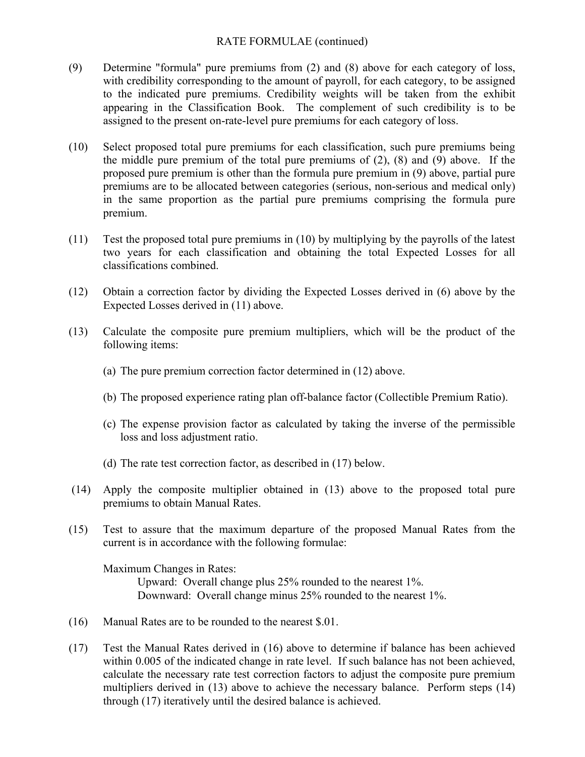RATE FORMULAE (continued)

(9) Determine "formula" pure premiums from (2) and (8) above for each category of loss, with credibility corresponding to the amount of payroll, for each category, to be assigned to the indicated pure premiums. Credibility weights will be taken from the exhibit appearing in the Classification Book. The complement of such credibility is to be assigned to the present on-rate-level pure premiums for each category of loss.

(10) Select proposed total pure premiums for each classification, such pure premiums being the middle pure premium of the total pure premiums of (2), (8) and (9) above. If the proposed pure premium is other than the formula pure premium in (9) above, partial pure premiums are to be allocated between categories (serious, non-serious and medical only) in the same proportion as the partial pure premiums comprising the formula pure premium.

(11) Test the proposed total pure premiums in (10) by multiplying by the payrolls of the latest two years for each classification and obtaining the total Expected Losses for all classifications combined.

(12) Obtain a correction factor by dividing the Expected Losses derived in (6) above by the Expected Losses derived in (11) above.

(13) Calculate the composite pure premium multipliers, which will be the product of the following items:

   (a) The pure premium correction factor determined in (12) above.

   (b) The proposed experience rating plan off-balance factor (Collectible Premium Ratio).

   (c) The expense provision factor as calculated by taking the inverse of the permissible loss and loss adjustment ratio.

   (d) The rate test correction factor, as described in (17) below.

(14) Apply the composite multiplier obtained in (13) above to the proposed total pure premiums to obtain Manual Rates.

(15) Test to assure that the maximum departure of the proposed Manual Rates from the current is in accordance with the following formulae:

   Maximum Changes in Rates:
   
   Upward: Overall change plus 25% rounded to the nearest 1%.
   
   Downward: Overall change minus 25% rounded to the nearest 1%.

(16) Manual Rates are to be rounded to the nearest $.01.

(17) Test the Manual Rates derived in (16) above to determine if balance has been achieved within 0.005 of the indicated change in rate level. If such balance has not been achieved, calculate the necessary rate test correction factors to adjust the composite pure premium multipliers derived in (13) above to achieve the necessary balance. Perform steps (14) through (17) iteratively until the desired balance is achieved.